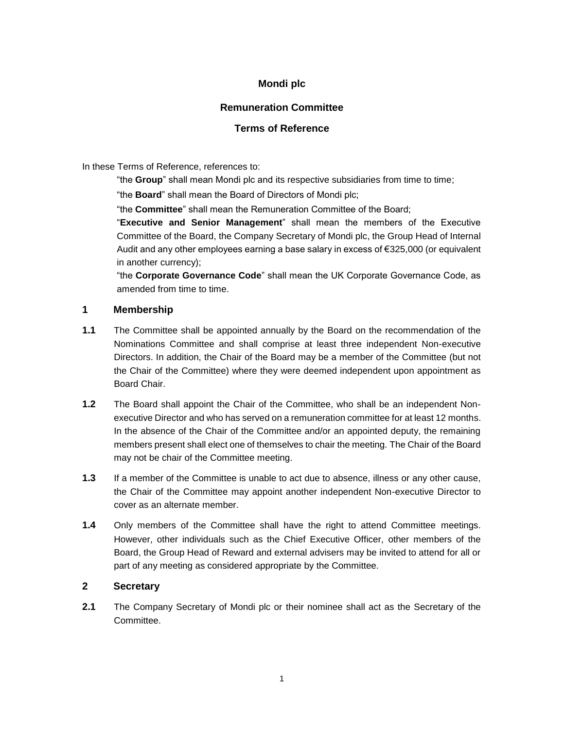# Mondi plc

## Remuneration Committee

## Terms of Reference

In these Terms of Reference, references to:

"the **Group**" shall mean Mondi plc and its respective subsidiaries from time to time;

"the **Board**" shall mean the Board of Directors of Mondi plc;

"the **Committee**" shall mean the Remuneration Committee of the Board;

"**Executive and Senior Management**" shall mean the members of the Executive Committee of the Board, the Company Secretary of Mondi plc, the Group Head of Internal Audit and any other employees earning a base salary in excess of €325,000 (or equivalent in another currency);

"the **Corporate Governance Code**" shall mean the UK Corporate Governance Code, as amended from time to time.

## 1 Membership

**1.1** The Committee shall be appointed annually by the Board on the recommendation of the Nominations Committee and shall comprise at least three independent Non-executive Directors. In addition, the Chair of the Board may be a member of the Committee (but not the Chair of the Committee) where they were deemed independent upon appointment as Board Chair.

**1.2** The Board shall appoint the Chair of the Committee, who shall be an independent Non-executive Director and who has served on a remuneration committee for at least 12 months. In the absence of the Chair of the Committee and/or an appointed deputy, the remaining members present shall elect one of themselves to chair the meeting. The Chair of the Board may not be chair of the Committee meeting.

**1.3** If a member of the Committee is unable to act due to absence, illness or any other cause, the Chair of the Committee may appoint another independent Non-executive Director to cover as an alternate member.

**1.4** Only members of the Committee shall have the right to attend Committee meetings. However, other individuals such as the Chief Executive Officer, other members of the Board, the Group Head of Reward and external advisers may be invited to attend for all or part of any meeting as considered appropriate by the Committee.

## 2 Secretary

**2.1** The Company Secretary of Mondi plc or their nominee shall act as the Secretary of the Committee.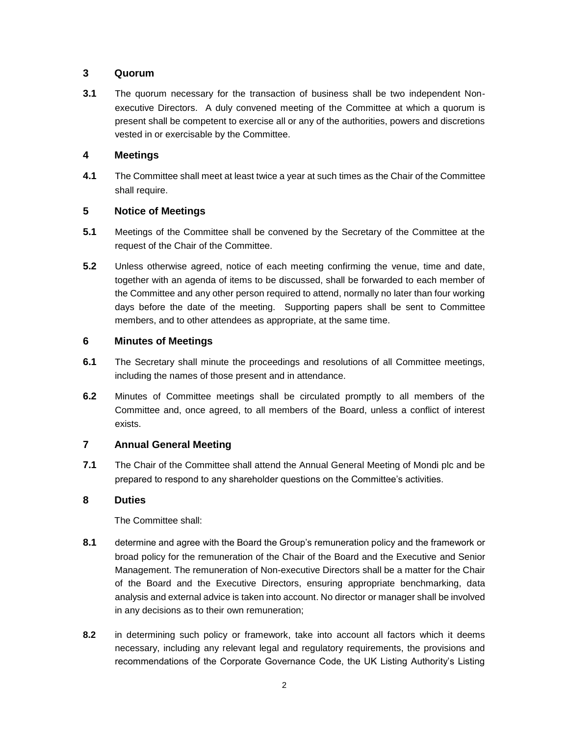## 3 Quorum

**3.1** The quorum necessary for the transaction of business shall be two independent Non-executive Directors. A duly convened meeting of the Committee at which a quorum is present shall be competent to exercise all or any of the authorities, powers and discretions vested in or exercisable by the Committee.

## 4 Meetings

**4.1** The Committee shall meet at least twice a year at such times as the Chair of the Committee shall require.

## 5 Notice of Meetings

**5.1** Meetings of the Committee shall be convened by the Secretary of the Committee at the request of the Chair of the Committee.

**5.2** Unless otherwise agreed, notice of each meeting confirming the venue, time and date, together with an agenda of items to be discussed, shall be forwarded to each member of the Committee and any other person required to attend, normally no later than four working days before the date of the meeting. Supporting papers shall be sent to Committee members, and to other attendees as appropriate, at the same time.

## 6 Minutes of Meetings

**6.1** The Secretary shall minute the proceedings and resolutions of all Committee meetings, including the names of those present and in attendance.

**6.2** Minutes of Committee meetings shall be circulated promptly to all members of the Committee and, once agreed, to all members of the Board, unless a conflict of interest exists.

## 7 Annual General Meeting

**7.1** The Chair of the Committee shall attend the Annual General Meeting of Mondi plc and be prepared to respond to any shareholder questions on the Committee's activities.

## 8 Duties

The Committee shall:

**8.1** determine and agree with the Board the Group's remuneration policy and the framework or broad policy for the remuneration of the Chair of the Board and the Executive and Senior Management. The remuneration of Non-executive Directors shall be a matter for the Chair of the Board and the Executive Directors, ensuring appropriate benchmarking, data analysis and external advice is taken into account. No director or manager shall be involved in any decisions as to their own remuneration;

**8.2** in determining such policy or framework, take into account all factors which it deems necessary, including any relevant legal and regulatory requirements, the provisions and recommendations of the Corporate Governance Code, the UK Listing Authority's Listing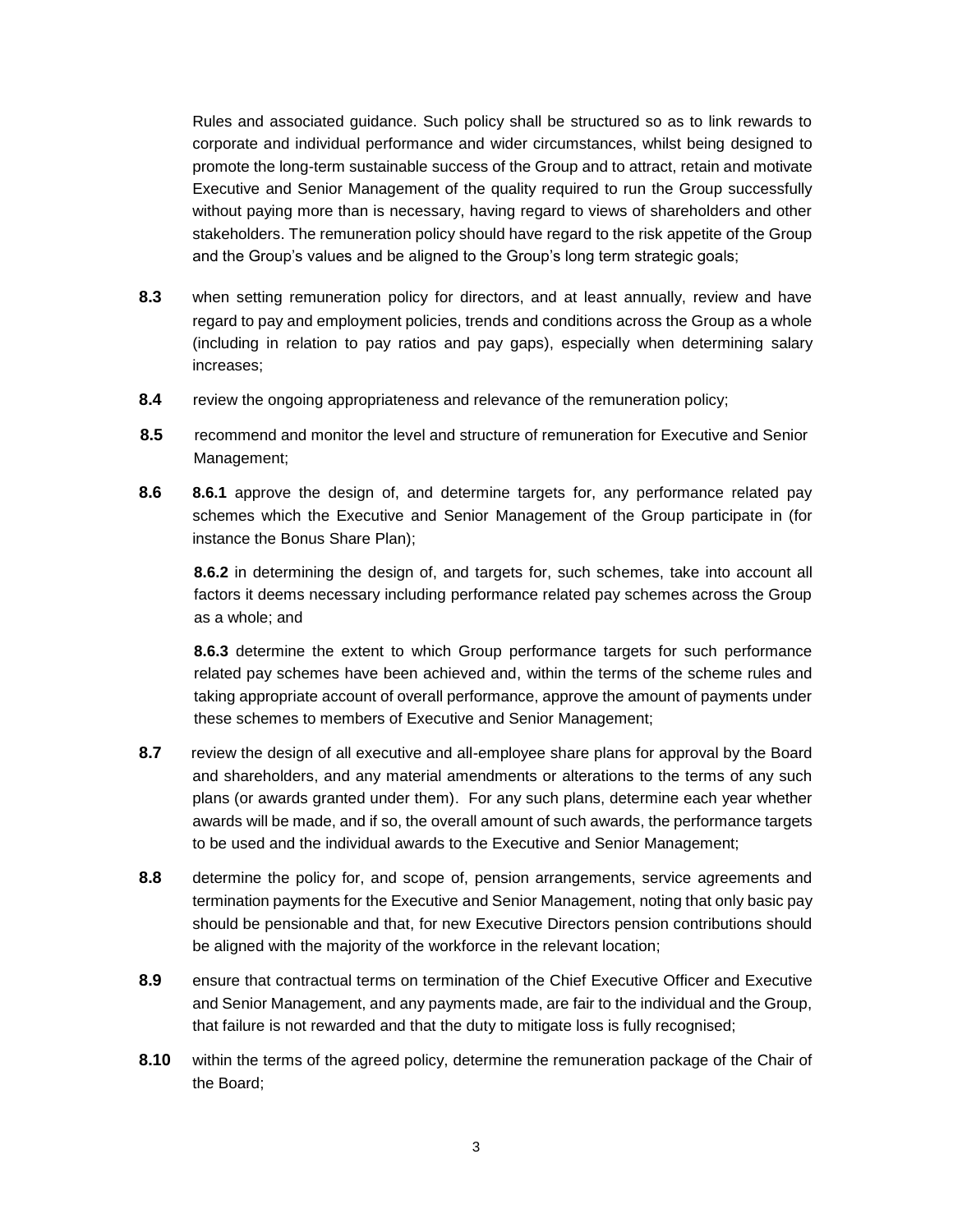Rules and associated guidance. Such policy shall be structured so as to link rewards to corporate and individual performance and wider circumstances, whilst being designed to promote the long-term sustainable success of the Group and to attract, retain and motivate Executive and Senior Management of the quality required to run the Group successfully without paying more than is necessary, having regard to views of shareholders and other stakeholders. The remuneration policy should have regard to the risk appetite of the Group and the Group's values and be aligned to the Group's long term strategic goals;

**8.3** when setting remuneration policy for directors, and at least annually, review and have regard to pay and employment policies, trends and conditions across the Group as a whole (including in relation to pay ratios and pay gaps), especially when determining salary increases;

**8.4** review the ongoing appropriateness and relevance of the remuneration policy;

**8.5** recommend and monitor the level and structure of remuneration for Executive and Senior Management;

**8.6** **8.6.1** approve the design of, and determine targets for, any performance related pay schemes which the Executive and Senior Management of the Group participate in (for instance the Bonus Share Plan);

**8.6.2** in determining the design of, and targets for, such schemes, take into account all factors it deems necessary including performance related pay schemes across the Group as a whole; and

**8.6.3** determine the extent to which Group performance targets for such performance related pay schemes have been achieved and, within the terms of the scheme rules and taking appropriate account of overall performance, approve the amount of payments under these schemes to members of Executive and Senior Management;

**8.7** review the design of all executive and all-employee share plans for approval by the Board and shareholders, and any material amendments or alterations to the terms of any such plans (or awards granted under them). For any such plans, determine each year whether awards will be made, and if so, the overall amount of such awards, the performance targets to be used and the individual awards to the Executive and Senior Management;

**8.8** determine the policy for, and scope of, pension arrangements, service agreements and termination payments for the Executive and Senior Management, noting that only basic pay should be pensionable and that, for new Executive Directors pension contributions should be aligned with the majority of the workforce in the relevant location;

**8.9** ensure that contractual terms on termination of the Chief Executive Officer and Executive and Senior Management, and any payments made, are fair to the individual and the Group, that failure is not rewarded and that the duty to mitigate loss is fully recognised;

**8.10** within the terms of the agreed policy, determine the remuneration package of the Chair of the Board;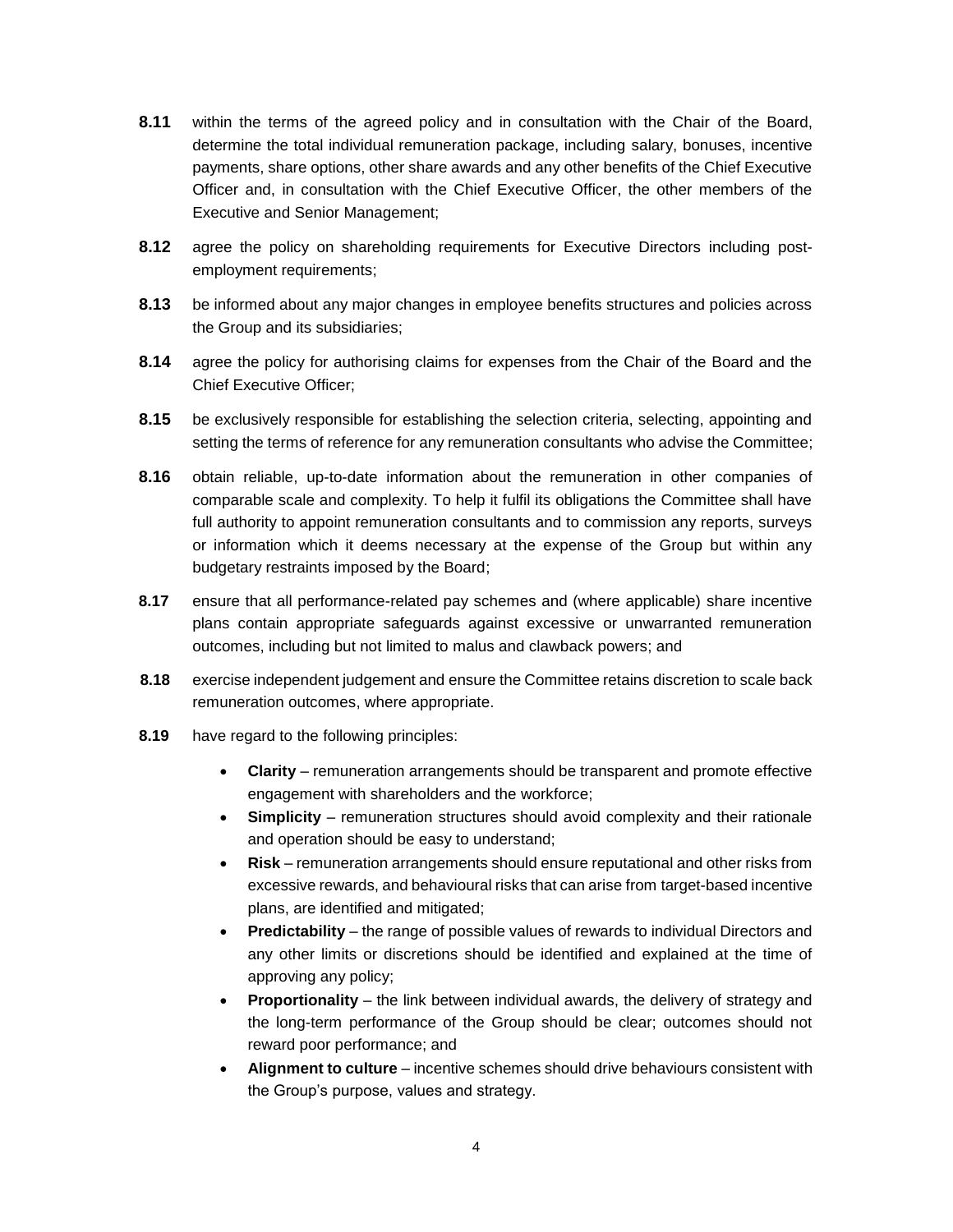**8.11** within the terms of the agreed policy and in consultation with the Chair of the Board, determine the total individual remuneration package, including salary, bonuses, incentive payments, share options, other share awards and any other benefits of the Chief Executive Officer and, in consultation with the Chief Executive Officer, the other members of the Executive and Senior Management;

**8.12** agree the policy on shareholding requirements for Executive Directors including post-employment requirements;

**8.13** be informed about any major changes in employee benefits structures and policies across the Group and its subsidiaries;

**8.14** agree the policy for authorising claims for expenses from the Chair of the Board and the Chief Executive Officer;

**8.15** be exclusively responsible for establishing the selection criteria, selecting, appointing and setting the terms of reference for any remuneration consultants who advise the Committee;

**8.16** obtain reliable, up-to-date information about the remuneration in other companies of comparable scale and complexity. To help it fulfil its obligations the Committee shall have full authority to appoint remuneration consultants and to commission any reports, surveys or information which it deems necessary at the expense of the Group but within any budgetary restraints imposed by the Board;

**8.17** ensure that all performance-related pay schemes and (where applicable) share incentive plans contain appropriate safeguards against excessive or unwarranted remuneration outcomes, including but not limited to malus and clawback powers; and

**8.18** exercise independent judgement and ensure the Committee retains discretion to scale back remuneration outcomes, where appropriate.

**8.19** have regard to the following principles:

- **Clarity** – remuneration arrangements should be transparent and promote effective engagement with shareholders and the workforce;
- **Simplicity** – remuneration structures should avoid complexity and their rationale and operation should be easy to understand;
- **Risk** – remuneration arrangements should ensure reputational and other risks from excessive rewards, and behavioural risks that can arise from target-based incentive plans, are identified and mitigated;
- **Predictability** – the range of possible values of rewards to individual Directors and any other limits or discretions should be identified and explained at the time of approving any policy;
- **Proportionality** – the link between individual awards, the delivery of strategy and the long-term performance of the Group should be clear; outcomes should not reward poor performance; and
- **Alignment to culture** – incentive schemes should drive behaviours consistent with the Group's purpose, values and strategy.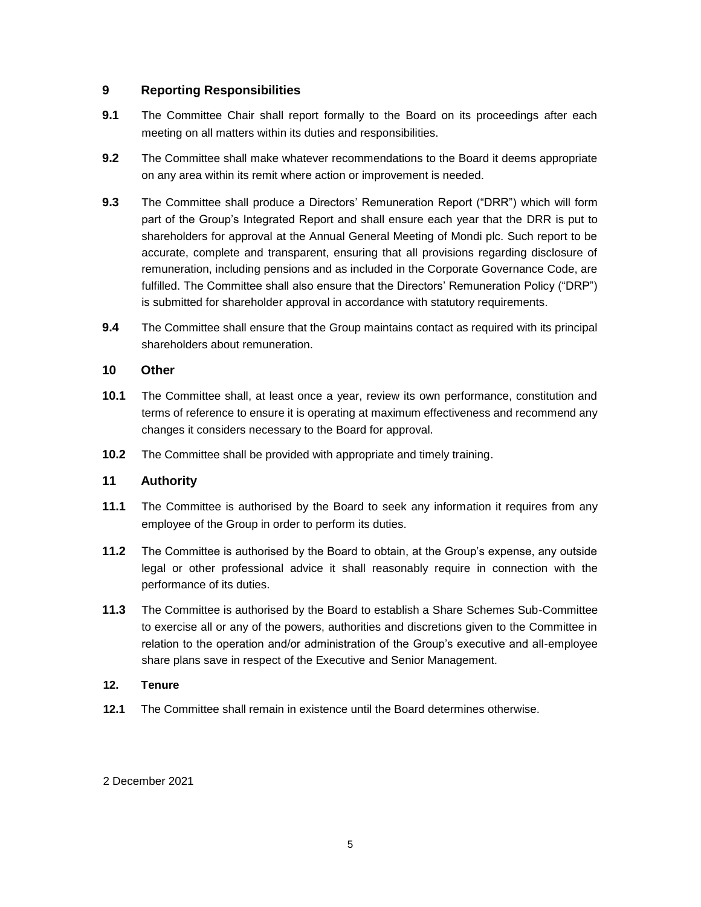## 9 Reporting Responsibilities

**9.1** The Committee Chair shall report formally to the Board on its proceedings after each meeting on all matters within its duties and responsibilities.

**9.2** The Committee shall make whatever recommendations to the Board it deems appropriate on any area within its remit where action or improvement is needed.

**9.3** The Committee shall produce a Directors' Remuneration Report ("DRR") which will form part of the Group's Integrated Report and shall ensure each year that the DRR is put to shareholders for approval at the Annual General Meeting of Mondi plc. Such report to be accurate, complete and transparent, ensuring that all provisions regarding disclosure of remuneration, including pensions and as included in the Corporate Governance Code, are fulfilled. The Committee shall also ensure that the Directors' Remuneration Policy ("DRP") is submitted for shareholder approval in accordance with statutory requirements.

**9.4** The Committee shall ensure that the Group maintains contact as required with its principal shareholders about remuneration.

## 10 Other

**10.1** The Committee shall, at least once a year, review its own performance, constitution and terms of reference to ensure it is operating at maximum effectiveness and recommend any changes it considers necessary to the Board for approval.

**10.2** The Committee shall be provided with appropriate and timely training.

## 11 Authority

**11.1** The Committee is authorised by the Board to seek any information it requires from any employee of the Group in order to perform its duties.

**11.2** The Committee is authorised by the Board to obtain, at the Group's expense, any outside legal or other professional advice it shall reasonably require in connection with the performance of its duties.

**11.3** The Committee is authorised by the Board to establish a Share Schemes Sub-Committee to exercise all or any of the powers, authorities and discretions given to the Committee in relation to the operation and/or administration of the Group's executive and all-employee share plans save in respect of the Executive and Senior Management.

## 12. Tenure

**12.1** The Committee shall remain in existence until the Board determines otherwise.

2 December 2021